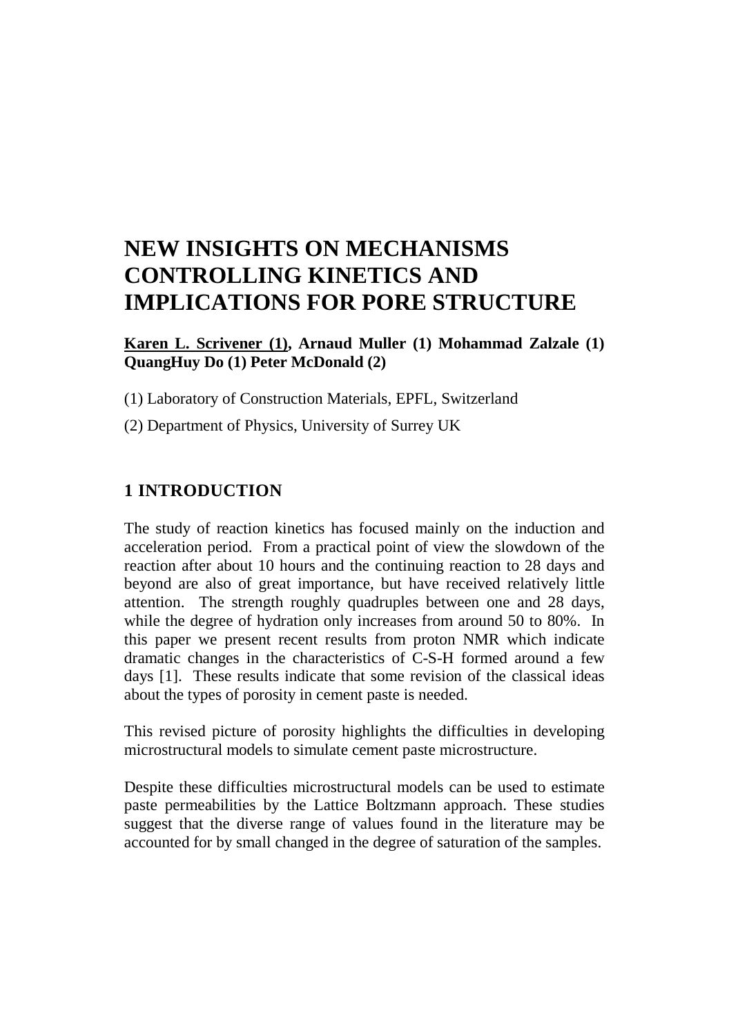# NEW INSIGHTS ON MECHANISMS CONTROLLING KINETICS AND IMPLICATIONS FOR PORE STRUCTURE

**<u>Karen L. Scrivener (1)</u>, Arnaud Muller (1) Mohammad Zalzale (1) QuangHuy Do (1) Peter McDonald (2)**

(1) Laboratory of Construction Materials, EPFL, Switzerland

(2) Department of Physics, University of Surrey UK

## 1 INTRODUCTION

The study of reaction kinetics has focused mainly on the induction and acceleration period. From a practical point of view the slowdown of the reaction after about 10 hours and the continuing reaction to 28 days and beyond are also of great importance, but have received relatively little attention. The strength roughly quadruples between one and 28 days, while the degree of hydration only increases from around 50 to 80%. In this paper we present recent results from proton NMR which indicate dramatic changes in the characteristics of C-S-H formed around a few days [1]. These results indicate that some revision of the classical ideas about the types of porosity in cement paste is needed.

This revised picture of porosity highlights the difficulties in developing microstructural models to simulate cement paste microstructure.

Despite these difficulties microstructural models can be used to estimate paste permeabilities by the Lattice Boltzmann approach. These studies suggest that the diverse range of values found in the literature may be accounted for by small changed in the degree of saturation of the samples.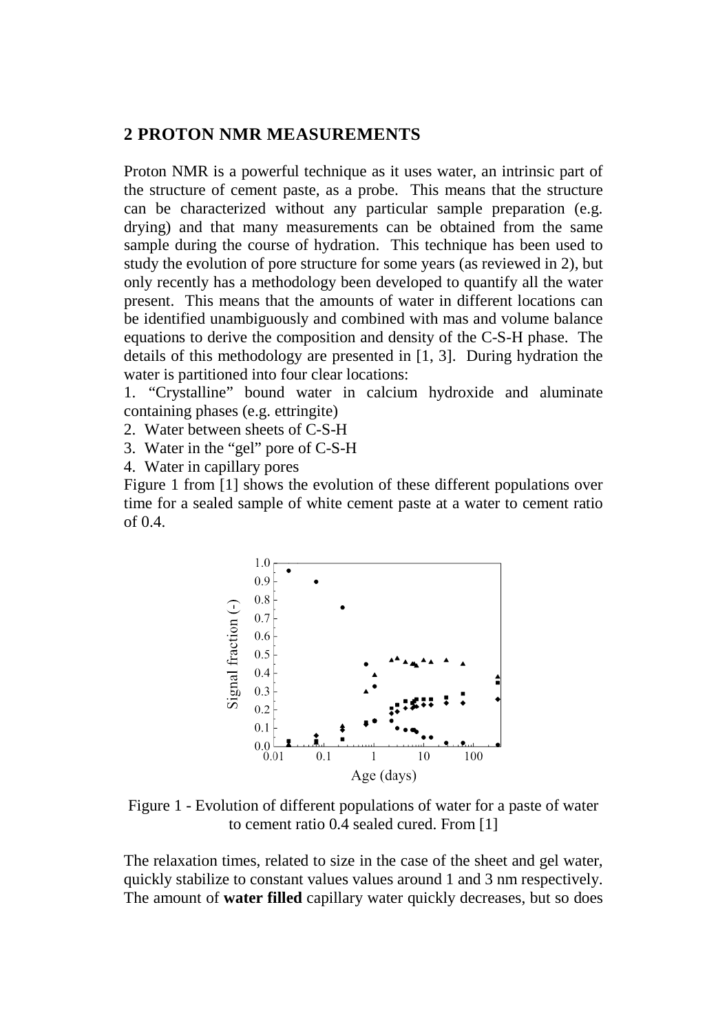## 2 PROTON NMR MEASUREMENTS

Proton NMR is a powerful technique as it uses water, an intrinsic part of the structure of cement paste, as a probe. This means that the structure can be characterized without any particular sample preparation (e.g. drying) and that many measurements can be obtained from the same sample during the course of hydration. This technique has been used to study the evolution of pore structure for some years (as reviewed in 2), but only recently has a methodology been developed to quantify all the water present. This means that the amounts of water in different locations can be identified unambiguously and combined with mas and volume balance equations to derive the composition and density of the C-S-H phase. The details of this methodology are presented in [1, 3]. During hydration the water is partitioned into four clear locations:

1. "Crystalline" bound water in calcium hydroxide and aluminate containing phases (e.g. ettringite)
2. Water between sheets of C-S-H
3. Water in the "gel" pore of C-S-H
4. Water in capillary pores

Figure 1 from [1] shows the evolution of these different populations over time for a sealed sample of white cement paste at a water to cement ratio of 0.4.

Figure 1 - Evolution of different populations of water for a paste of water to cement ratio 0.4 sealed cured. From [1]

The relaxation times, related to size in the case of the sheet and gel water, quickly stabilize to constant values values around 1 and 3 nm respectively. The amount of **water filled** capillary water quickly decreases, but so does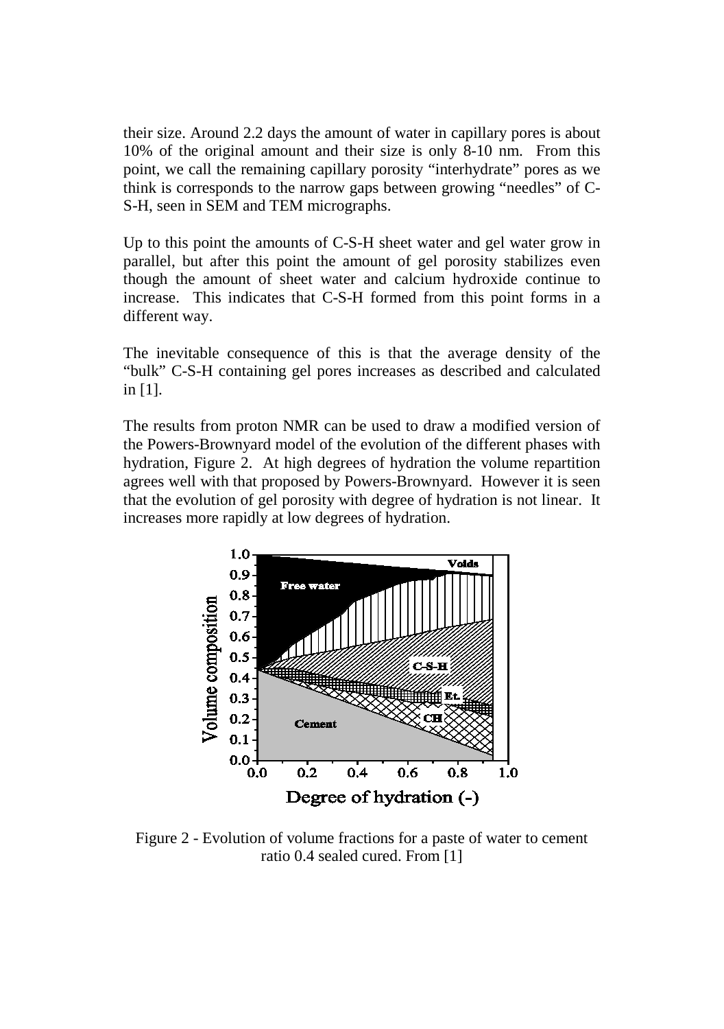their size. Around 2.2 days the amount of water in capillary pores is about 10% of the original amount and their size is only 8-10 nm. From this point, we call the remaining capillary porosity "interhydrate" pores as we think is corresponds to the narrow gaps between growing "needles" of C-S-H, seen in SEM and TEM micrographs.

Up to this point the amounts of C-S-H sheet water and gel water grow in parallel, but after this point the amount of gel porosity stabilizes even though the amount of sheet water and calcium hydroxide continue to increase. This indicates that C-S-H formed from this point forms in a different way.

The inevitable consequence of this is that the average density of the "bulk" C-S-H containing gel pores increases as described and calculated in [1].

The results from proton NMR can be used to draw a modified version of the Powers-Brownyard model of the evolution of the different phases with hydration, Figure 2. At high degrees of hydration the volume repartition agrees well with that proposed by Powers-Brownyard. However it is seen that the evolution of gel porosity with degree of hydration is not linear. It increases more rapidly at low degrees of hydration.

Figure 2 - Evolution of volume fractions for a paste of water to cement ratio 0.4 sealed cured. From [1]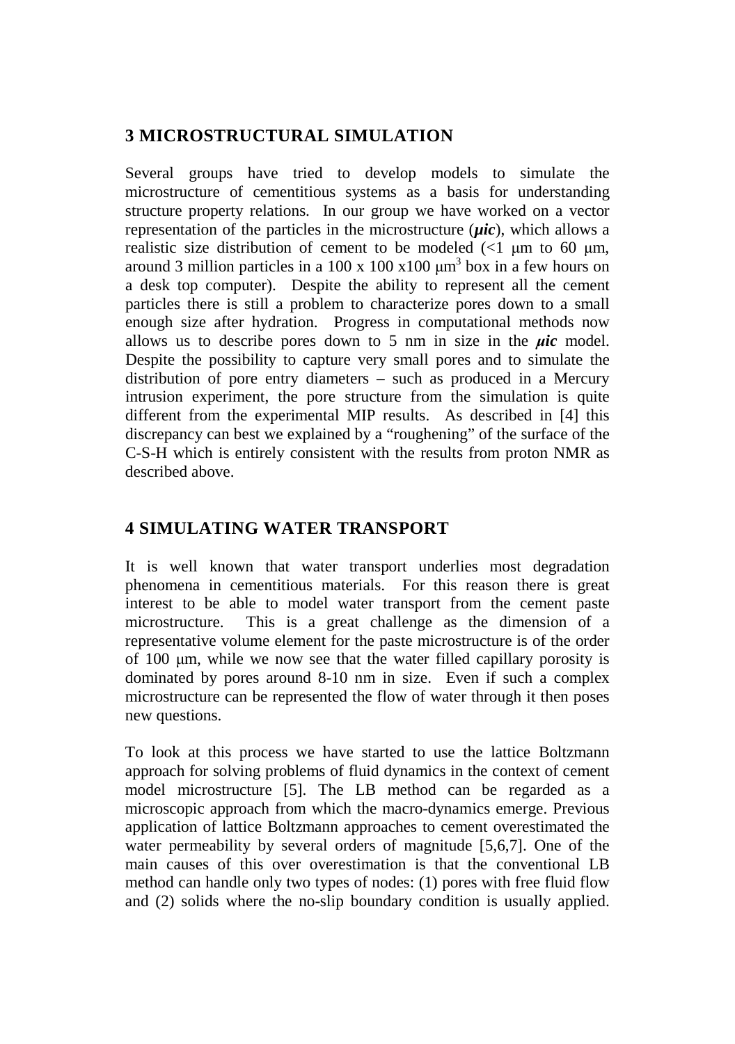## 3 MICROSTRUCTURAL SIMULATION

Several groups have tried to develop models to simulate the microstructure of cementitious systems as a basis for understanding structure property relations. In our group we have worked on a vector representation of the particles in the microstructure (***μic***), which allows a realistic size distribution of cement to be modeled (<1 μm to 60 μm, around 3 million particles in a 100 x 100 x100 $\mu m^3$ box in a few hours on a desk top computer). Despite the ability to represent all the cement particles there is still a problem to characterize pores down to a small enough size after hydration. Progress in computational methods now allows us to describe pores down to 5 nm in size in the ***μic*** model. Despite the possibility to capture very small pores and to simulate the distribution of pore entry diameters – such as produced in a Mercury intrusion experiment, the pore structure from the simulation is quite different from the experimental MIP results. As described in [4] this discrepancy can best we explained by a "roughening" of the surface of the C-S-H which is entirely consistent with the results from proton NMR as described above.

## 4 SIMULATING WATER TRANSPORT

It is well known that water transport underlies most degradation phenomena in cementitious materials. For this reason there is great interest to be able to model water transport from the cement paste microstructure. This is a great challenge as the dimension of a representative volume element for the paste microstructure is of the order of 100 μm, while we now see that the water filled capillary porosity is dominated by pores around 8-10 nm in size. Even if such a complex microstructure can be represented the flow of water through it then poses new questions.

To look at this process we have started to use the lattice Boltzmann approach for solving problems of fluid dynamics in the context of cement model microstructure [5]. The LB method can be regarded as a microscopic approach from which the macro-dynamics emerge. Previous application of lattice Boltzmann approaches to cement overestimated the water permeability by several orders of magnitude [5,6,7]. One of the main causes of this over overestimation is that the conventional LB method can handle only two types of nodes: (1) pores with free fluid flow and (2) solids where the no-slip boundary condition is usually applied.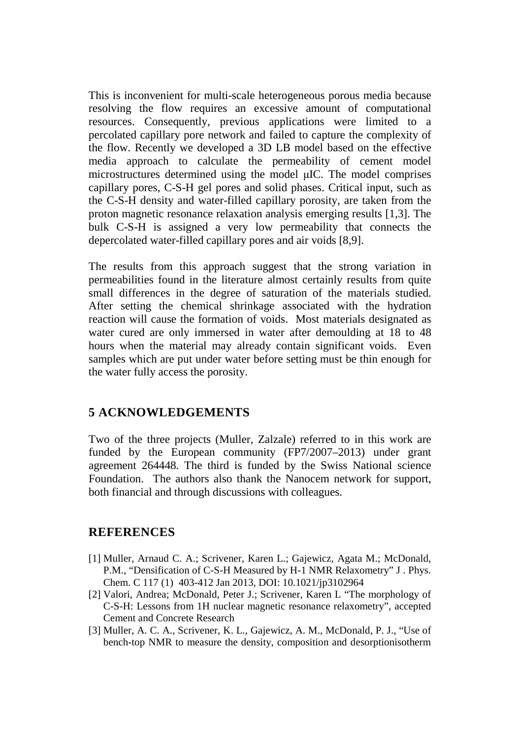This is inconvenient for multi-scale heterogeneous porous media because resolving the flow requires an excessive amount of computational resources. Consequently, previous applications were limited to a percolated capillary pore network and failed to capture the complexity of the flow. Recently we developed a 3D LB model based on the effective media approach to calculate the permeability of cement model microstructures determined using the model μIC. The model comprises capillary pores, C-S-H gel pores and solid phases. Critical input, such as the C-S-H density and water-filled capillary porosity, are taken from the proton magnetic resonance relaxation analysis emerging results [1,3]. The bulk C-S-H is assigned a very low permeability that connects the depercolated water-filled capillary pores and air voids [8,9].

The results from this approach suggest that the strong variation in permeabilities found in the literature almost certainly results from quite small differences in the degree of saturation of the materials studied. After setting the chemical shrinkage associated with the hydration reaction will cause the formation of voids. Most materials designated as water cured are only immersed in water after demoulding at 18 to 48 hours when the material may already contain significant voids. Even samples which are put under water before setting must be thin enough for the water fully access the porosity.

## 5 ACKNOWLEDGEMENTS

Two of the three projects (Muller, Zalzale) referred to in this work are funded by the European community (FP7/2007–2013) under grant agreement 264448. The third is funded by the Swiss National science Foundation. The authors also thank the Nanocem network for support, both financial and through discussions with colleagues.

## REFERENCES

[1] Muller, Arnaud C. A.; Scrivener, Karen L.; Gajewicz, Agata M.; McDonald, P.M., "Densification of C-S-H Measured by H-1 NMR Relaxometry" J . Phys. Chem. C 117 (1) 403-412 Jan 2013, DOI: 10.1021/jp3102964

[2] Valori, Andrea; McDonald, Peter J.; Scrivener, Karen L "The morphology of C-S-H: Lessons from 1H nuclear magnetic resonance relaxometry", accepted Cement and Concrete Research

[3] Muller, A. C. A., Scrivener, K. L., Gajewicz, A. M., McDonald, P. J., "Use of bench-top NMR to measure the density, composition and desorptionisotherm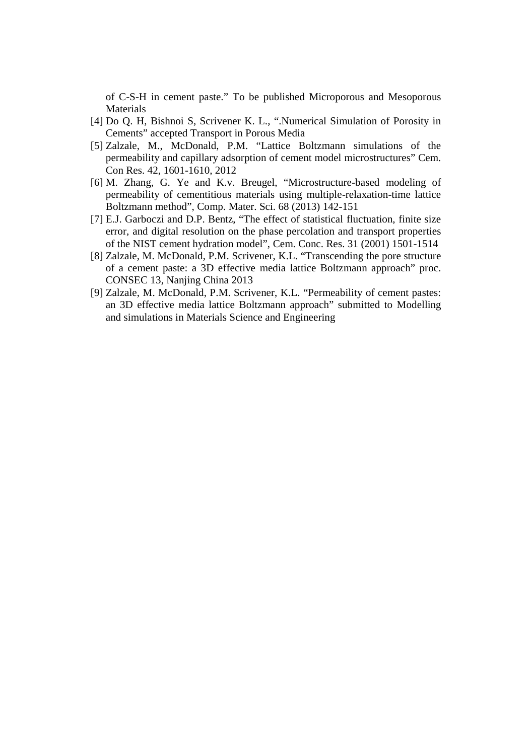of C-S-H in cement paste." To be published Microporous and Mesoporous Materials

[4] Do Q. H, Bishnoi S, Scrivener K. L., ".Numerical Simulation of Porosity in Cements" accepted Transport in Porous Media

[5] Zalzale, M., McDonald, P.M. "Lattice Boltzmann simulations of the permeability and capillary adsorption of cement model microstructures" Cem. Con Res. 42, 1601-1610, 2012

[6] M. Zhang, G. Ye and K.v. Breugel, "Microstructure-based modeling of permeability of cementitious materials using multiple-relaxation-time lattice Boltzmann method", Comp. Mater. Sci. 68 (2013) 142-151

[7] E.J. Garboczi and D.P. Bentz, "The effect of statistical fluctuation, finite size error, and digital resolution on the phase percolation and transport properties of the NIST cement hydration model", Cem. Conc. Res. 31 (2001) 1501-1514

[8] Zalzale, M. McDonald, P.M. Scrivener, K.L. "Transcending the pore structure of a cement paste: a 3D effective media lattice Boltzmann approach" proc. CONSEC 13, Nanjing China 2013

[9] Zalzale, M. McDonald, P.M. Scrivener, K.L. "Permeability of cement pastes: an 3D effective media lattice Boltzmann approach" submitted to Modelling and simulations in Materials Science and Engineering